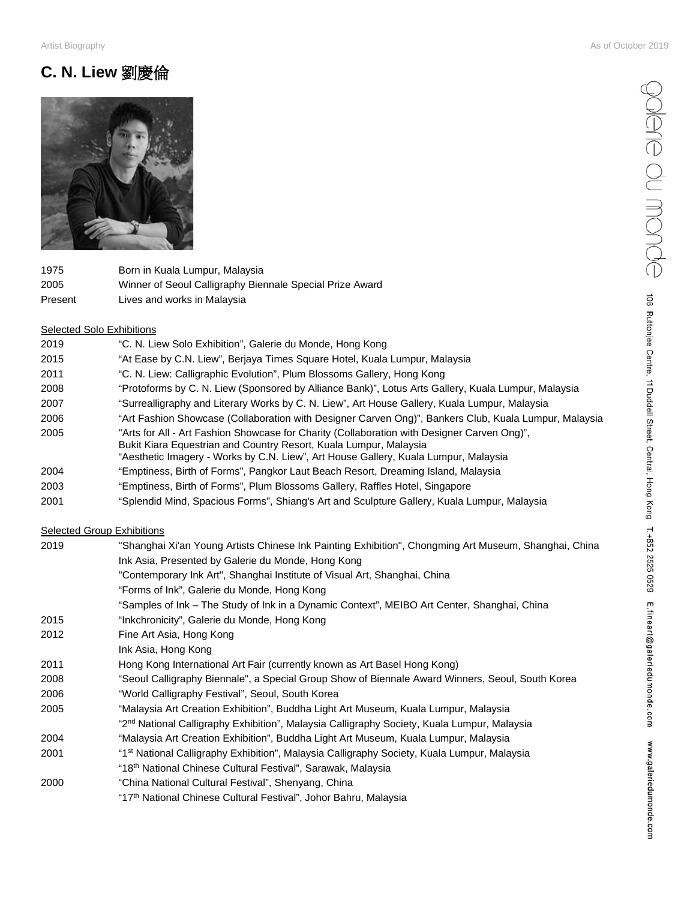# C. N. Liew 劉慶倫

| | |
|---|---|
| 1975 | Born in Kuala Lumpur, Malaysia |
| 2005 | Winner of Seoul Calligraphy Biennale Special Prize Award |
| Present | Lives and works in Malaysia |

## Selected Solo Exhibitions

| | |
|---|---|
| 2019 | "C. N. Liew Solo Exhibition", Galerie du Monde, Hong Kong |
| 2015 | "At Ease by C.N. Liew", Berjaya Times Square Hotel, Kuala Lumpur, Malaysia |
| 2011 | "C. N. Liew: Calligraphic Evolution", Plum Blossoms Gallery, Hong Kong |
| 2008 | "Protoforms by C. N. Liew (Sponsored by Alliance Bank)", Lotus Arts Gallery, Kuala Lumpur, Malaysia |
| 2007 | "Surrealligraphy and Literary Works by C. N. Liew", Art House Gallery, Kuala Lumpur, Malaysia |
| 2006 | "Art Fashion Showcase (Collaboration with Designer Carven Ong)", Bankers Club, Kuala Lumpur, Malaysia |
| 2005 | "Arts for All - Art Fashion Showcase for Charity (Collaboration with Designer Carven Ong)", Bukit Kiara Equestrian and Country Resort, Kuala Lumpur, Malaysia |
| | "Aesthetic Imagery - Works by C.N. Liew", Art House Gallery, Kuala Lumpur, Malaysia |
| 2004 | "Emptiness, Birth of Forms", Pangkor Laut Beach Resort, Dreaming Island, Malaysia |
| 2003 | "Emptiness, Birth of Forms", Plum Blossoms Gallery, Raffles Hotel, Singapore |
| 2001 | "Splendid Mind, Spacious Forms", Shiang's Art and Sculpture Gallery, Kuala Lumpur, Malaysia |

## Selected Group Exhibitions

| | |
|---|---|
| 2019 | "Shanghai Xi'an Young Artists Chinese Ink Painting Exhibition", Chongming Art Museum, Shanghai, China |
| | Ink Asia, Presented by Galerie du Monde, Hong Kong |
| | "Contemporary Ink Art", Shanghai Institute of Visual Art, Shanghai, China |
| | "Forms of Ink", Galerie du Monde, Hong Kong |
| | "Samples of Ink – The Study of Ink in a Dynamic Context", MEIBO Art Center, Shanghai, China |
| 2015 | "Inkchronicity", Galerie du Monde, Hong Kong |
| 2012 | Fine Art Asia, Hong Kong |
| | Ink Asia, Hong Kong |
| 2011 | Hong Kong International Art Fair (currently known as Art Basel Hong Kong) |
| 2008 | "Seoul Calligraphy Biennale", a Special Group Show of Biennale Award Winners, Seoul, South Korea |
| 2006 | "World Calligraphy Festival", Seoul, South Korea |
| 2005 | "Malaysia Art Creation Exhibition", Buddha Light Art Museum, Kuala Lumpur, Malaysia |
| | "2nd National Calligraphy Exhibition", Malaysia Calligraphy Society, Kuala Lumpur, Malaysia |
| 2004 | "Malaysia Art Creation Exhibition", Buddha Light Art Museum, Kuala Lumpur, Malaysia |
| 2001 | "1st National Calligraphy Exhibition", Malaysia Calligraphy Society, Kuala Lumpur, Malaysia |
| | "18th National Chinese Cultural Festival", Sarawak, Malaysia |
| 2000 | "China National Cultural Festival", Shenyang, China |
| | "17th National Chinese Cultural Festival", Johor Bahru, Malaysia |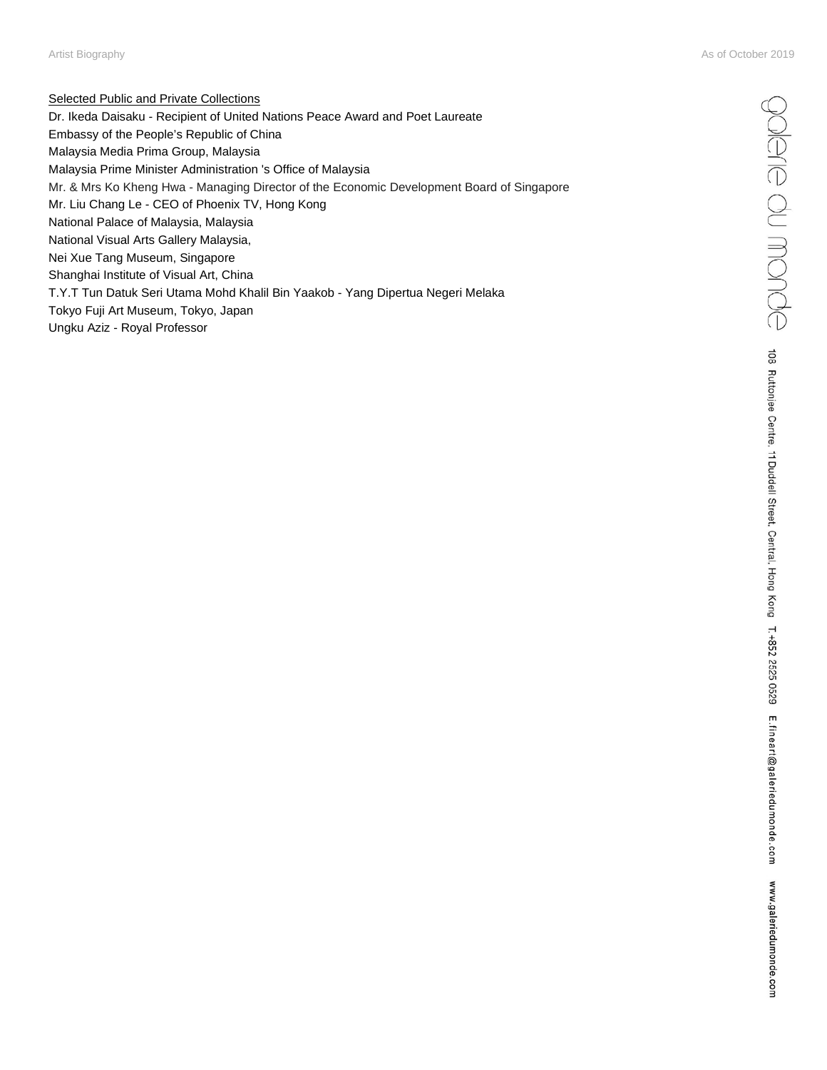<u>Selected Public and Private Collections</u>

Dr. Ikeda Daisaku - Recipient of United Nations Peace Award and Poet Laureate
Embassy of the People's Republic of China
Malaysia Media Prima Group, Malaysia
Malaysia Prime Minister Administration 's Office of Malaysia
Mr. & Mrs Ko Kheng Hwa - Managing Director of the Economic Development Board of Singapore
Mr. Liu Chang Le - CEO of Phoenix TV, Hong Kong
National Palace of Malaysia, Malaysia
National Visual Arts Gallery Malaysia,
Nei Xue Tang Museum, Singapore
Shanghai Institute of Visual Art, China
T.Y.T Tun Datuk Seri Utama Mohd Khalil Bin Yaakob - Yang Dipertua Negeri Melaka
Tokyo Fuji Art Museum, Tokyo, Japan
Ungku Aziz - Royal Professor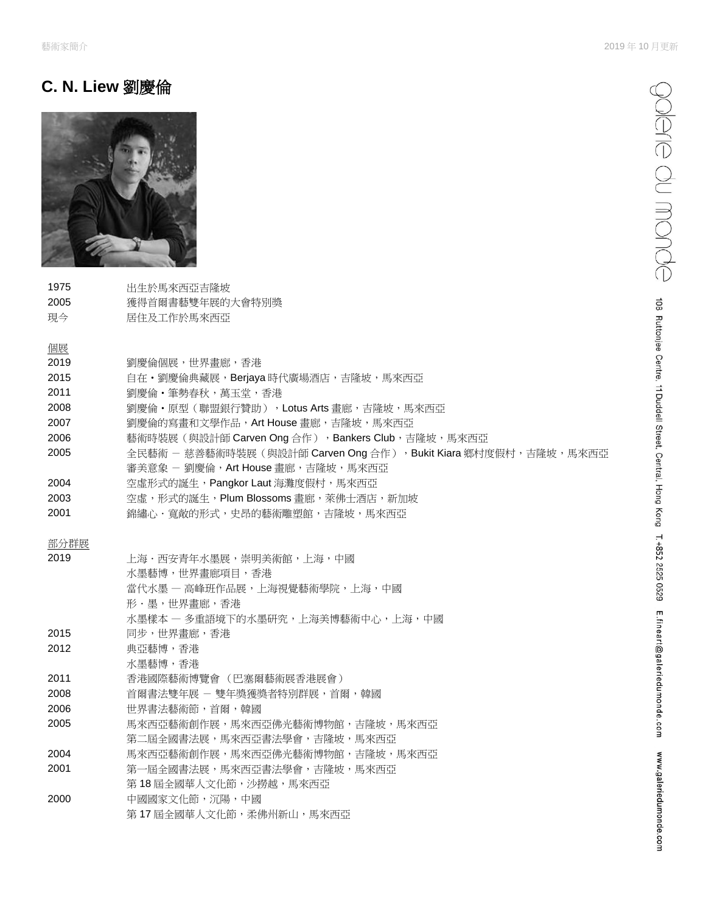# C. N. Liew 劉慶倫

| | |
|---|---|
| 1975 | 出生於馬來西亞吉隆坡 |
| 2005 | 獲得首爾書藝雙年展的大會特別獎 |
| 現今 | 居住及工作於馬來西亞 |

## 個展

| | |
|---|---|
| 2019 | 劉慶倫個展，世界畫廊，香港 |
| 2015 | 自在・劉慶倫典藏展，Berjaya 時代廣場酒店，吉隆坡，馬來西亞 |
| 2011 | 劉慶倫・筆勢春秋，萬玉堂，香港 |
| 2008 | 劉慶倫・原型（聯盟銀行贊助），Lotus Arts 畫廊，吉隆坡，馬來西亞 |
| 2007 | 劉慶倫的寫畫和文學作品，Art House 畫廊，吉隆坡，馬來西亞 |
| 2006 | 藝術時裝展（與設計師 Carven Ong 合作），Bankers Club，吉隆坡，馬來西亞 |
| 2005 | 全民藝術 － 慈善藝術時裝展（與設計師 Carven Ong 合作），Bukit Kiara 鄉村度假村，吉隆坡，馬來西亞 |
| | 審美意象 － 劉慶倫，Art House 畫廊，吉隆坡，馬來西亞 |
| 2004 | 空虛形式的誕生，Pangkor Laut 海灘度假村，馬來西亞 |
| 2003 | 空虛，形式的誕生，Plum Blossoms 畫廊，萊佛士酒店，新加坡 |
| 2001 | 錦繡心・寬敞的形式，史昂的藝術雕塑館，吉隆坡，馬來西亞 |

## 部分群展

| | |
|---|---|
| 2019 | 上海・西安青年水墨展，崇明美術館，上海，中國 |
| | 水墨藝博，世界畫廊項目，香港 |
| | 當代水墨 — 高峰班作品展，上海視覺藝術學院，上海，中國 |
| | 形・墨，世界畫廊，香港 |
| | 水墨樣本 — 多重語境下的水墨研究，上海美博藝術中心，上海，中國 |
| 2015 | 同步，世界畫廊，香港 |
| 2012 | 典亞藝博，香港 |
| | 水墨藝博，香港 |
| 2011 | 香港國際藝術博覽會（巴塞爾藝術展香港展會） |
| 2008 | 首爾書法雙年展 － 雙年獎獲獎者特別群展，首爾，韓國 |
| 2006 | 世界書法藝術節，首爾，韓國 |
| 2005 | 馬來西亞藝術創作展，馬來西亞佛光藝術博物館，吉隆坡，馬來西亞 |
| | 第二屆全國書法展，馬來西亞書法學會，吉隆坡，馬來西亞 |
| 2004 | 馬來西亞藝術創作展，馬來西亞佛光藝術博物館，吉隆坡，馬來西亞 |
| 2001 | 第一屆全國書法展，馬來西亞書法學會，吉隆坡，馬來西亞 |
| | 第 18 屆全國華人文化節，沙撈越，馬來西亞 |
| 2000 | 中國國家文化節，沉陽，中國 |
| | 第 17 屆全國華人文化節，柔佛州新山，馬來西亞 |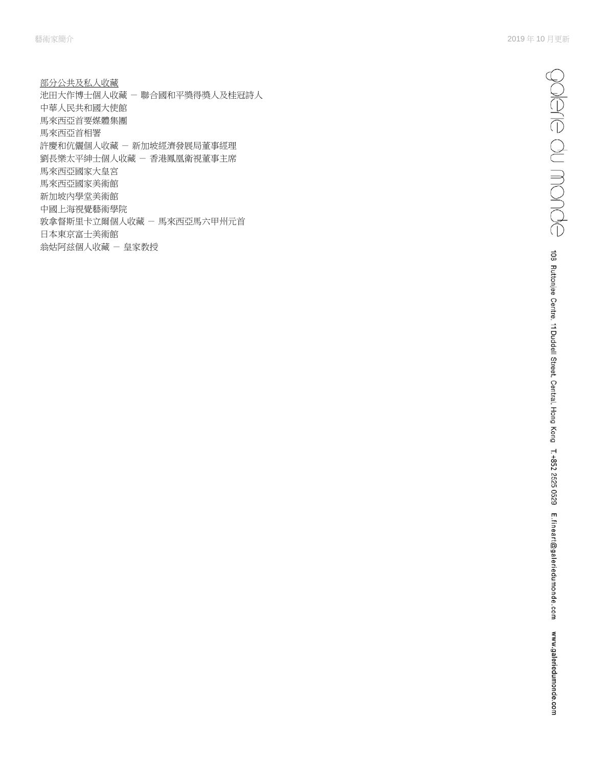<u>部分公共及私人收藏</u>

池田大作博士個人收藏 － 聯合國和平獎得獎人及桂冠詩人
中華人民共和國大使館
馬來西亞首要媒體集團
馬來西亞首相署
許慶和伉儷個人收藏 － 新加坡經濟發展局董事經理
劉長樂太平紳士個人收藏 － 香港鳳凰衛視董事主席
馬來西亞國家大皇宮
馬來西亞國家美術館
新加坡內學堂美術館
中國上海視覺藝術學院
敦拿督斯里卡立爾個人收藏 － 馬來西亞馬六甲州元首
日本東京富士美術館
翁姑阿茲個人收藏 － 皇家教授